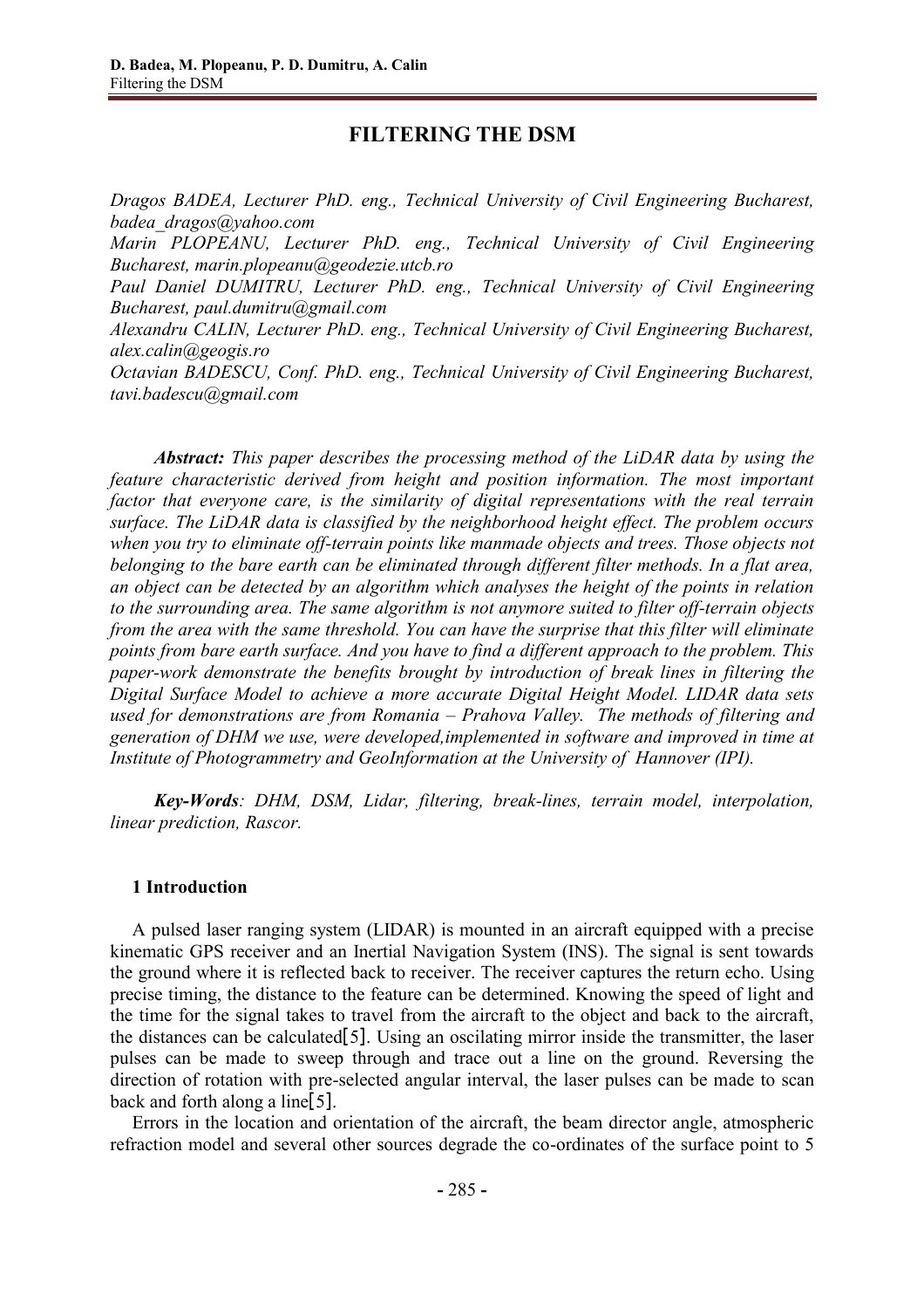# FILTERING THE DSM

*Dragos BADEA, Lecturer PhD. eng., Technical University of Civil Engineering Bucharest, badea_dragos@yahoo.com*

*Marin PLOPEANU, Lecturer PhD. eng., Technical University of Civil Engineering Bucharest, marin.plopeanu@geodezie.utcb.ro*

*Paul Daniel DUMITRU, Lecturer PhD. eng., Technical University of Civil Engineering Bucharest, paul.dumitru@gmail.com*

*Alexandru CALIN, Lecturer PhD. eng., Technical University of Civil Engineering Bucharest, alex.calin@geogis.ro*

*Octavian BADESCU, Conf. PhD. eng., Technical University of Civil Engineering Bucharest, tavi.badescu@gmail.com*

***Abstract:*** *This paper describes the processing method of the LiDAR data by using the feature characteristic derived from height and position information. The most important factor that everyone care, is the similarity of digital representations with the real terrain surface. The LiDAR data is classified by the neighborhood height effect. The problem occurs when you try to eliminate off-terrain points like manmade objects and trees. Those objects not belonging to the bare earth can be eliminated through different filter methods. In a flat area, an object can be detected by an algorithm which analyses the height of the points in relation to the surrounding area. The same algorithm is not anymore suited to filter off-terrain objects from the area with the same threshold. You can have the surprise that this filter will eliminate points from bare earth surface. And you have to find a different approach to the problem. This paper-work demonstrate the benefits brought by introduction of break lines in filtering the Digital Surface Model to achieve a more accurate Digital Height Model. LIDAR data sets used for demonstrations are from Romania – Prahova Valley. The methods of filtering and generation of DHM we use, were developed,implemented in software and improved in time at Institute of Photogrammetry and GeoInformation at the University of Hannover (IPI).*

***Key-Words****: DHM, DSM, Lidar, filtering, break-lines, terrain model, interpolation, linear prediction, Rascor.*

## 1 Introduction

A pulsed laser ranging system (LIDAR) is mounted in an aircraft equipped with a precise kinematic GPS receiver and an Inertial Navigation System (INS). The signal is sent towards the ground where it is reflected back to receiver. The receiver captures the return echo. Using precise timing, the distance to the feature can be determined. Knowing the speed of light and the time for the signal takes to travel from the aircraft to the object and back to the aircraft, the distances can be calculated[5]. Using an oscilating mirror inside the transmitter, the laser pulses can be made to sweep through and trace out a line on the ground. Reversing the direction of rotation with pre-selected angular interval, the laser pulses can be made to scan back and forth along a line[5].

Errors in the location and orientation of the aircraft, the beam director angle, atmospheric refraction model and several other sources degrade the co-ordinates of the surface point to 5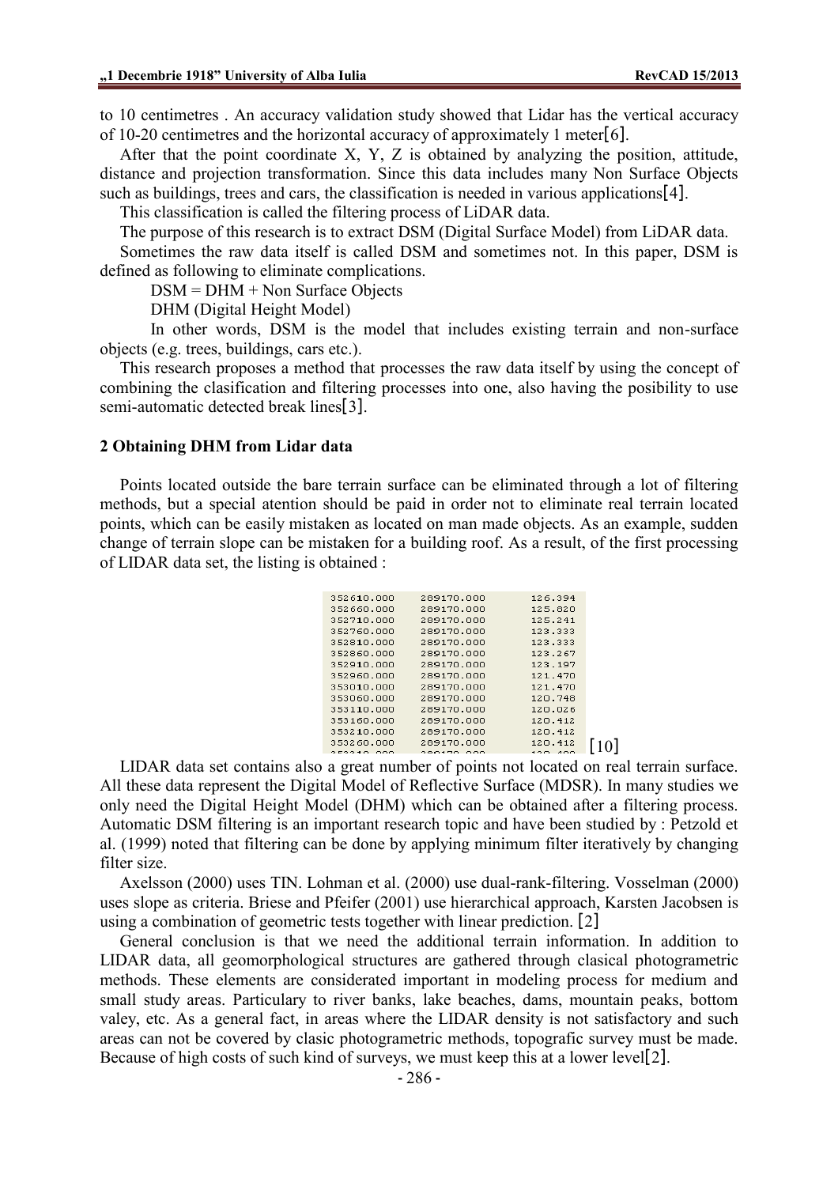to 10 centimetres . An accuracy validation study showed that Lidar has the vertical accuracy of 10-20 centimetres and the horizontal accuracy of approximately 1 meter[6].

After that the point coordinate X, Y, Z is obtained by analyzing the position, attitude, distance and projection transformation. Since this data includes many Non Surface Objects such as buildings, trees and cars, the classification is needed in various applications[4].

This classification is called the filtering process of LiDAR data.

The purpose of this research is to extract DSM (Digital Surface Model) from LiDAR data.

Sometimes the raw data itself is called DSM and sometimes not. In this paper, DSM is defined as following to eliminate complications.

DSM = DHM + Non Surface Objects

DHM (Digital Height Model)

In other words, DSM is the model that includes existing terrain and non-surface objects (e.g. trees, buildings, cars etc.).

This research proposes a method that processes the raw data itself by using the concept of combining the clasification and filtering processes into one, also having the posibility to use semi-automatic detected break lines[3].

## 2 Obtaining DHM from Lidar data

Points located outside the bare terrain surface can be eliminated through a lot of filtering methods, but a special atention should be paid in order not to eliminate real terrain located points, which can be easily mistaken as located on man made objects. As an example, sudden change of terrain slope can be mistaken for a building roof. As a result, of the first processing of LIDAR data set, the listing is obtained :

```
352610.000    289170.000    126.394
352660.000    289170.000    125.820
352710.000    289170.000    125.241
352760.000    289170.000    123.333
352810.000    289170.000    123.333
352860.000    289170.000    123.267
352910.000    289170.000    123.197
352960.000    289170.000    121.470
353010.000    289170.000    121.470
353060.000    289170.000    120.748
353110.000    289170.000    120.026
353160.000    289170.000    120.412
353210.000    289170.000    120.412
353260.000    289170.000    120.412
```

[10]

LIDAR data set contains also a great number of points not located on real terrain surface. All these data represent the Digital Model of Reflective Surface (MDSR). In many studies we only need the Digital Height Model (DHM) which can be obtained after a filtering process. Automatic DSM filtering is an important research topic and have been studied by : Petzold et al. (1999) noted that filtering can be done by applying minimum filter iteratively by changing filter size.

Axelsson (2000) uses TIN. Lohman et al. (2000) use dual-rank-filtering. Vosselman (2000) uses slope as criteria. Briese and Pfeifer (2001) use hierarchical approach, Karsten Jacobsen is using a combination of geometric tests together with linear prediction. [2]

General conclusion is that we need the additional terrain information. In addition to LIDAR data, all geomorphological structures are gathered through clasical photogrametric methods. These elements are considerated important in modeling process for medium and small study areas. Particulary to river banks, lake beaches, dams, mountain peaks, bottom valey, etc. As a general fact, in areas where the LIDAR density is not satisfactory and such areas can not be covered by clasic photogrametric methods, topografic survey must be made. Because of high costs of such kind of surveys, we must keep this at a lower level[2].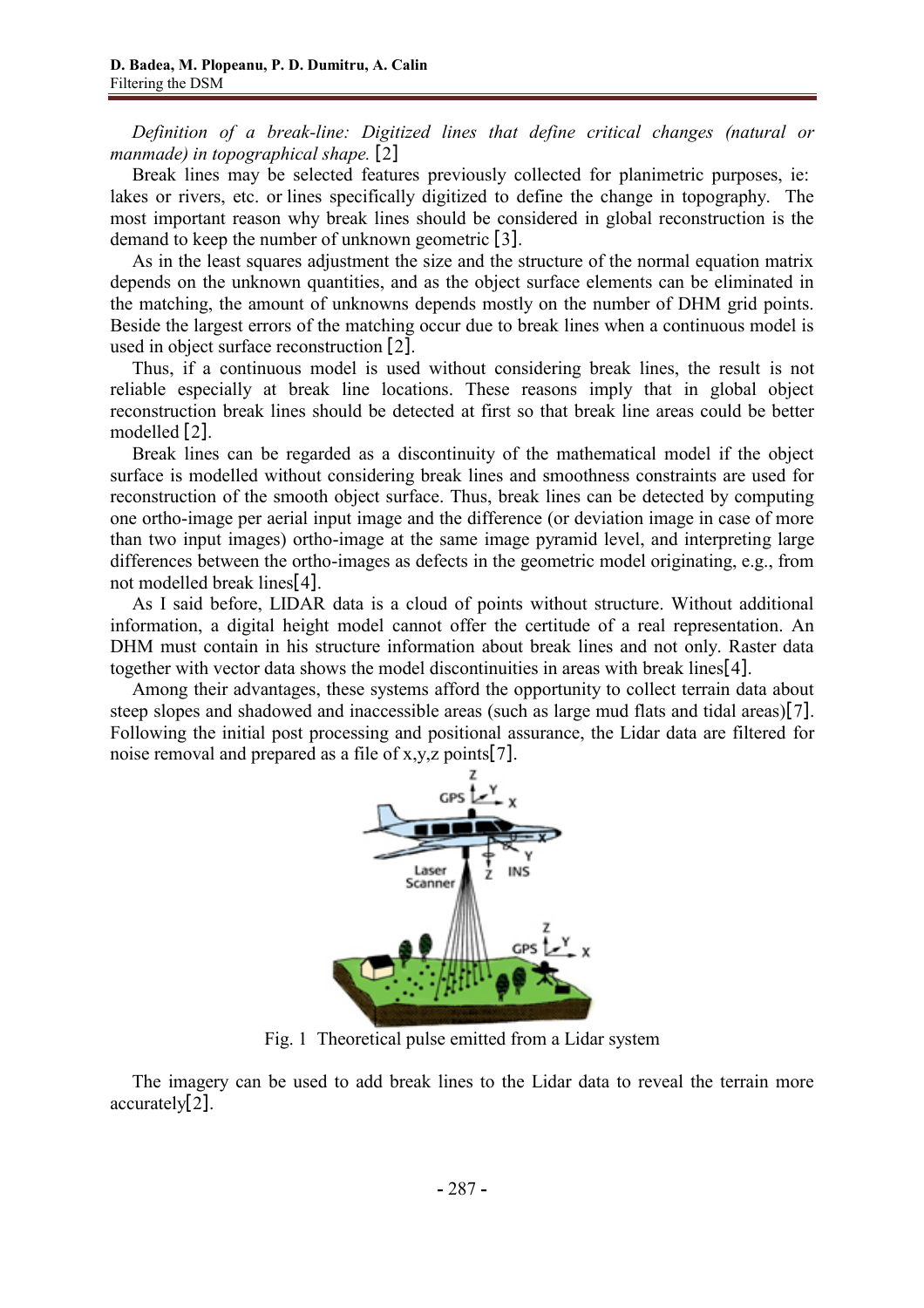*Definition of a break-line: Digitized lines that define critical changes (natural or manmade) in topographical shape.* [2]

Break lines may be selected features previously collected for planimetric purposes, ie: lakes or rivers, etc. or lines specifically digitized to define the change in topography. The most important reason why break lines should be considered in global reconstruction is the demand to keep the number of unknown geometric [3].

As in the least squares adjustment the size and the structure of the normal equation matrix depends on the unknown quantities, and as the object surface elements can be eliminated in the matching, the amount of unknowns depends mostly on the number of DHM grid points. Beside the largest errors of the matching occur due to break lines when a continuous model is used in object surface reconstruction [2].

Thus, if a continuous model is used without considering break lines, the result is not reliable especially at break line locations. These reasons imply that in global object reconstruction break lines should be detected at first so that break line areas could be better modelled [2].

Break lines can be regarded as a discontinuity of the mathematical model if the object surface is modelled without considering break lines and smoothness constraints are used for reconstruction of the smooth object surface. Thus, break lines can be detected by computing one ortho-image per aerial input image and the difference (or deviation image in case of more than two input images) ortho-image at the same image pyramid level, and interpreting large differences between the ortho-images as defects in the geometric model originating, e.g., from not modelled break lines[4].

As I said before, LIDAR data is a cloud of points without structure. Without additional information, a digital height model cannot offer the certitude of a real representation. An DHM must contain in his structure information about break lines and not only. Raster data together with vector data shows the model discontinuities in areas with break lines[4].

Among their advantages, these systems afford the opportunity to collect terrain data about steep slopes and shadowed and inaccessible areas (such as large mud flats and tidal areas)[7]. Following the initial post processing and positional assurance, the Lidar data are filtered for noise removal and prepared as a file of x,y,z points[7].

Fig. 1 Theoretical pulse emitted from a Lidar system

The imagery can be used to add break lines to the Lidar data to reveal the terrain more accurately[2].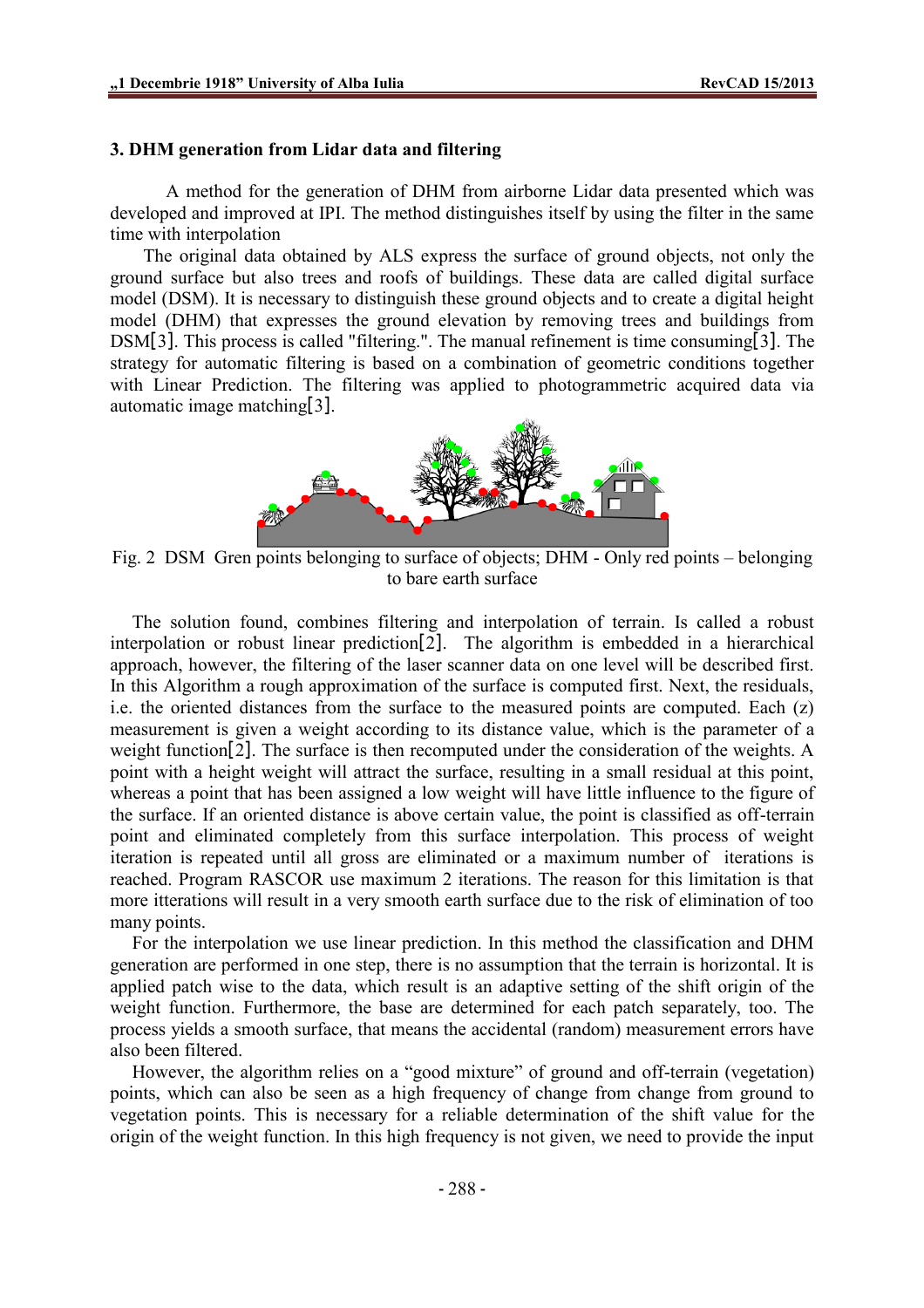### 3. DHM generation from Lidar data and filtering

A method for the generation of DHM from airborne Lidar data presented which was developed and improved at IPI. The method distinguishes itself by using the filter in the same time with interpolation

The original data obtained by ALS express the surface of ground objects, not only the ground surface but also trees and roofs of buildings. These data are called digital surface model (DSM). It is necessary to distinguish these ground objects and to create a digital height model (DHM) that expresses the ground elevation by removing trees and buildings from DSM[3]. This process is called "filtering.". The manual refinement is time consuming[3]. The strategy for automatic filtering is based on a combination of geometric conditions together with Linear Prediction. The filtering was applied to photogrammetric acquired data via automatic image matching[3].

Fig. 2 DSM Gren points belonging to surface of objects; DHM - Only red points – belonging to bare earth surface

The solution found, combines filtering and interpolation of terrain. Is called a robust interpolation or robust linear prediction[2]. The algorithm is embedded in a hierarchical approach, however, the filtering of the laser scanner data on one level will be described first. In this Algorithm a rough approximation of the surface is computed first. Next, the residuals, i.e. the oriented distances from the surface to the measured points are computed. Each (z) measurement is given a weight according to its distance value, which is the parameter of a weight function[2]. The surface is then recomputed under the consideration of the weights. A point with a height weight will attract the surface, resulting in a small residual at this point, whereas a point that has been assigned a low weight will have little influence to the figure of the surface. If an oriented distance is above certain value, the point is classified as off-terrain point and eliminated completely from this surface interpolation. This process of weight iteration is repeated until all gross are eliminated or a maximum number of iterations is reached. Program RASCOR use maximum 2 iterations. The reason for this limitation is that more itterations will result in a very smooth earth surface due to the risk of elimination of too many points.

For the interpolation we use linear prediction. In this method the classification and DHM generation are performed in one step, there is no assumption that the terrain is horizontal. It is applied patch wise to the data, which result is an adaptive setting of the shift origin of the weight function. Furthermore, the base are determined for each patch separately, too. The process yields a smooth surface, that means the accidental (random) measurement errors have also been filtered.

However, the algorithm relies on a "good mixture" of ground and off-terrain (vegetation) points, which can also be seen as a high frequency of change from change from ground to vegetation points. This is necessary for a reliable determination of the shift value for the origin of the weight function. In this high frequency is not given, we need to provide the input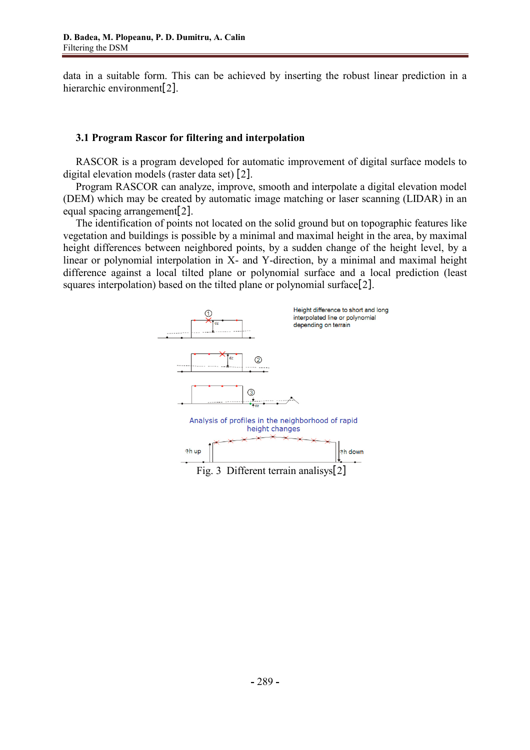data in a suitable form. This can be achieved by inserting the robust linear prediction in a hierarchic environment[2].

### 3.1 Program Rascor for filtering and interpolation

RASCOR is a program developed for automatic improvement of digital surface models to digital elevation models (raster data set) [2].

Program RASCOR can analyze, improve, smooth and interpolate a digital elevation model (DEM) which may be created by automatic image matching or laser scanning (LIDAR) in an equal spacing arrangement[2].

The identification of points not located on the solid ground but on topographic features like vegetation and buildings is possible by a minimal and maximal height in the area, by maximal height differences between neighbored points, by a sudden change of the height level, by a linear or polynomial interpolation in X- and Y-direction, by a minimal and maximal height difference against a local tilted plane or polynomial surface and a local prediction (least squares interpolation) based on the tilted plane or polynomial surface[2].

Fig. 3 Different terrain analisys[2]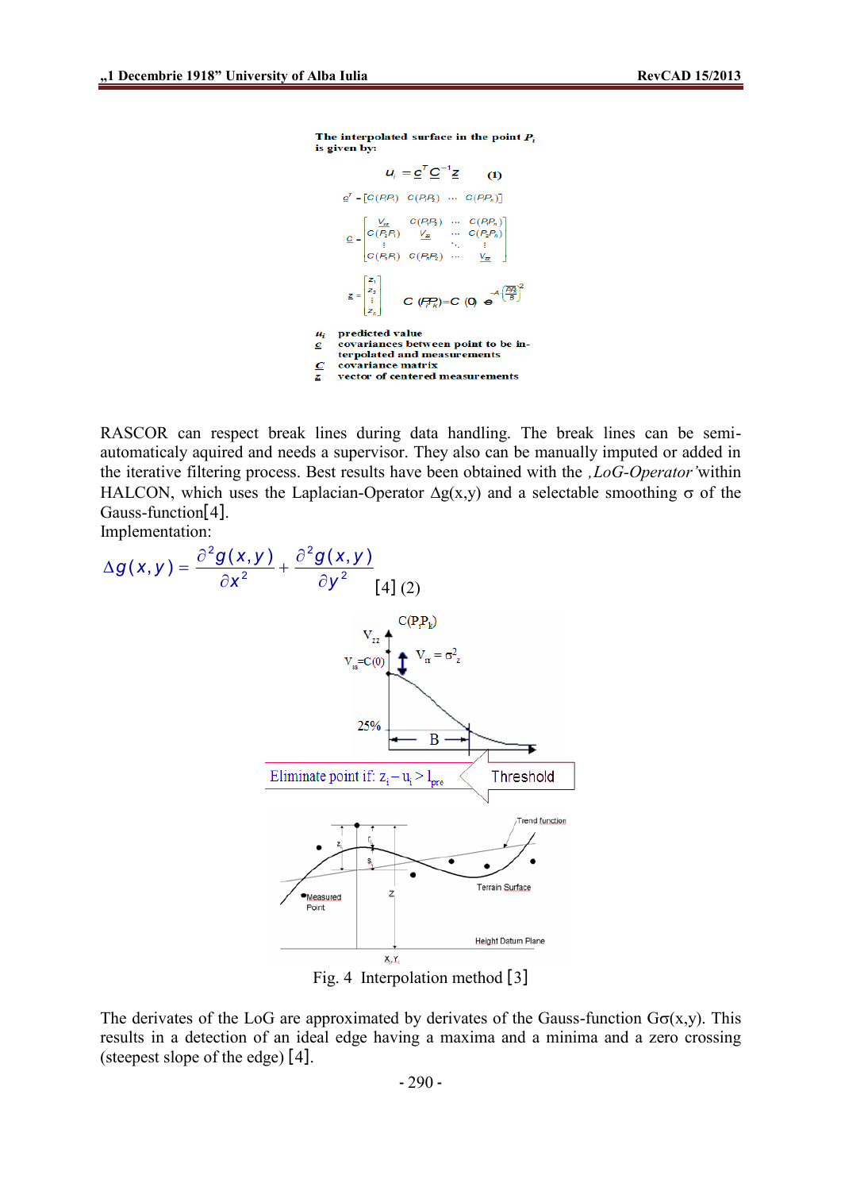The interpolated surface in the point $P_i$ is given by:

$$u_i = \underline{c}^T \underline{C}^{-1} \underline{z} \qquad (1)$$

$$\underline{c}^T = [C(P_iP_1) \quad C(P_iP_2) \quad \cdots \quad C(P_iP_n)]$$

$$\underline{C} = \begin{bmatrix} \underline{V_{zz}} & C(P_1P_2) & \cdots & C(P_1P_n) \\ C(P_2P_1) & \underline{V_{zz}} & \cdots & C(P_2P_n) \\ \vdots & & \ddots & \vdots \\ C(P_nP_1) & C(P_nP_2) & \cdots & \underline{V_{zz}} \end{bmatrix}$$

$$\underline{z} = \begin{bmatrix} z_1 \\ z_2 \\ \vdots \\ z_n \end{bmatrix} \qquad C(P_iP_k) = C(0)\, e^{-A\left(\frac{P_iP_k}{B}\right)^2}$$

- $u_i$ predicted value
- $\underline{c}$ covariances between point to be interpolated and measurements
- $\underline{C}$ covariance matrix
- $\underline{z}$ vector of centered measurements

RASCOR can respect break lines during data handling. The break lines can be semi-automaticaly aquired and needs a supervisor. They also can be manually imputed or added in the iterative filtering process. Best results have been obtained with the *'LoG-Operator'* within HALCON, which uses the Laplacian-Operator $\Delta g(x,y)$ and a selectable smoothing $\sigma$ of the Gauss-function[4].

Implementation:

$$\Delta g(x,y) = \frac{\partial^2 g(x,y)}{\partial x^2} + \frac{\partial^2 g(x,y)}{\partial y^2} \qquad [4]\ (2)$$

Eliminate point if: $z_i - u_i > l_{pro}$ — Threshold

Fig. 4 Interpolation method [3]

The derivates of the LoG are approximated by derivates of the Gauss-function $G\sigma(x,y)$. This results in a detection of an ideal edge having a maxima and a minima and a zero crossing (steepest slope of the edge) [4].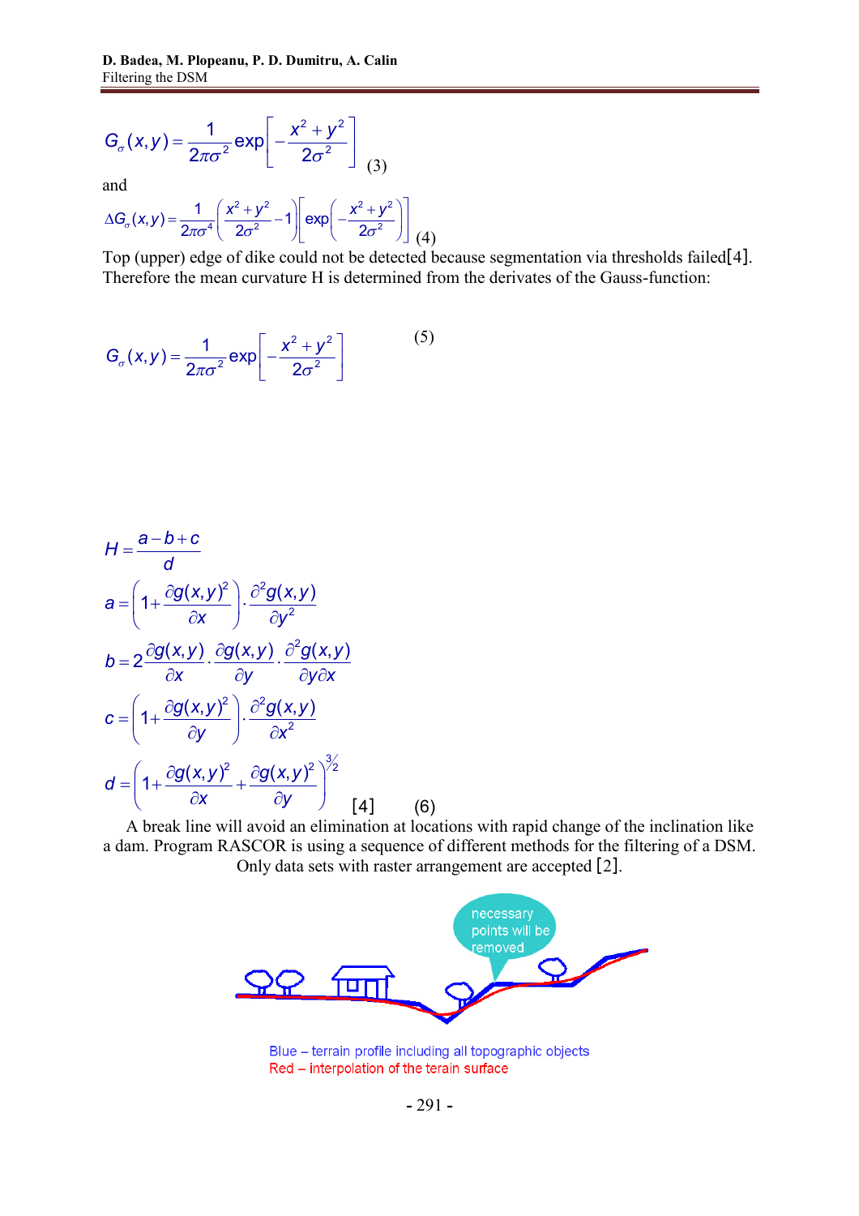$$G_\sigma(x,y) = \frac{1}{2\pi\sigma^2}\exp\left[-\frac{x^2+y^2}{2\sigma^2}\right] \quad (3)$$

and

$$\Delta G_\sigma(x,y) = \frac{1}{2\pi\sigma^4}\left(\frac{x^2+y^2}{2\sigma^2}-1\right)\left[\exp\left(-\frac{x^2+y^2}{2\sigma^2}\right)\right] \quad (4)$$

Top (upper) edge of dike could not be detected because segmentation via thresholds failed[4]. Therefore the mean curvature H is determined from the derivates of the Gauss-function:

$$G_\sigma(x,y) = \frac{1}{2\pi\sigma^2}\exp\left[-\frac{x^2+y^2}{2\sigma^2}\right] \quad (5)$$

$$H = \frac{a-b+c}{d}$$

$$a = \left(1+\frac{\partial g(x,y)^2}{\partial x}\right)\cdot\frac{\partial^2 g(x,y)}{\partial y^2}$$

$$b = 2\frac{\partial g(x,y)}{\partial x}\cdot\frac{\partial g(x,y)}{\partial y}\cdot\frac{\partial^2 g(x,y)}{\partial y \partial x}$$

$$c = \left(1+\frac{\partial g(x,y)^2}{\partial y}\right)\cdot\frac{\partial^2 g(x,y)}{\partial x^2}$$

$$d = \left(1+\frac{\partial g(x,y)^2}{\partial x}+\frac{\partial g(x,y)^2}{\partial y}\right)^{3/2} \quad [4] \quad (6)$$

A break line will avoid an elimination at locations with rapid change of the inclination like a dam. Program RASCOR is using a sequence of different methods for the filtering of a DSM. Only data sets with raster arrangement are accepted [2].

necessary points will be removed

Blue – terrain profile including all topographic objects
Red – interpolation of the terain surface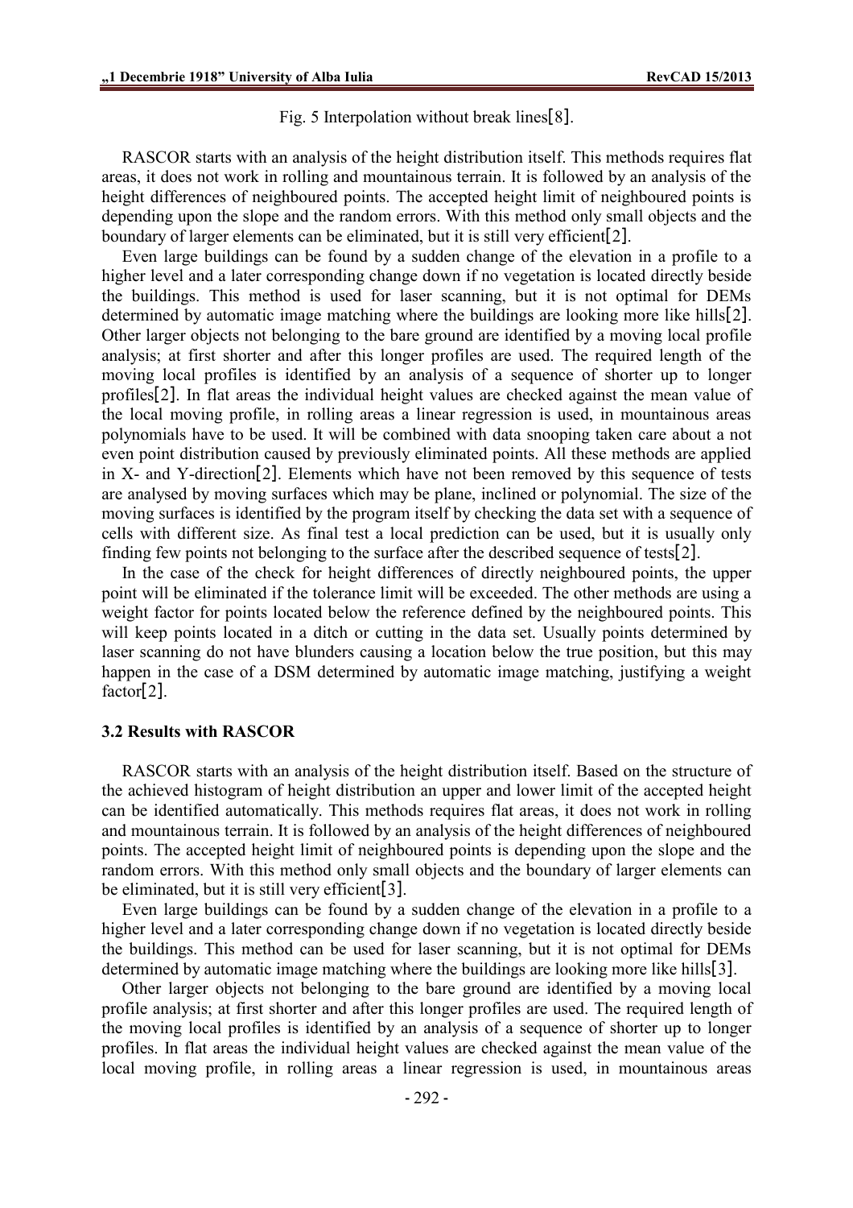Fig. 5 Interpolation without break lines[8].

RASCOR starts with an analysis of the height distribution itself. This methods requires flat areas, it does not work in rolling and mountainous terrain. It is followed by an analysis of the height differences of neighboured points. The accepted height limit of neighboured points is depending upon the slope and the random errors. With this method only small objects and the boundary of larger elements can be eliminated, but it is still very efficient[2].

Even large buildings can be found by a sudden change of the elevation in a profile to a higher level and a later corresponding change down if no vegetation is located directly beside the buildings. This method is used for laser scanning, but it is not optimal for DEMs determined by automatic image matching where the buildings are looking more like hills[2]. Other larger objects not belonging to the bare ground are identified by a moving local profile analysis; at first shorter and after this longer profiles are used. The required length of the moving local profiles is identified by an analysis of a sequence of shorter up to longer profiles[2]. In flat areas the individual height values are checked against the mean value of the local moving profile, in rolling areas a linear regression is used, in mountainous areas polynomials have to be used. It will be combined with data snooping taken care about a not even point distribution caused by previously eliminated points. All these methods are applied in X- and Y-direction[2]. Elements which have not been removed by this sequence of tests are analysed by moving surfaces which may be plane, inclined or polynomial. The size of the moving surfaces is identified by the program itself by checking the data set with a sequence of cells with different size. As final test a local prediction can be used, but it is usually only finding few points not belonging to the surface after the described sequence of tests[2].

In the case of the check for height differences of directly neighboured points, the upper point will be eliminated if the tolerance limit will be exceeded. The other methods are using a weight factor for points located below the reference defined by the neighboured points. This will keep points located in a ditch or cutting in the data set. Usually points determined by laser scanning do not have blunders causing a location below the true position, but this may happen in the case of a DSM determined by automatic image matching, justifying a weight factor[2].

### 3.2 Results with RASCOR

RASCOR starts with an analysis of the height distribution itself. Based on the structure of the achieved histogram of height distribution an upper and lower limit of the accepted height can be identified automatically. This methods requires flat areas, it does not work in rolling and mountainous terrain. It is followed by an analysis of the height differences of neighboured points. The accepted height limit of neighboured points is depending upon the slope and the random errors. With this method only small objects and the boundary of larger elements can be eliminated, but it is still very efficient[3].

Even large buildings can be found by a sudden change of the elevation in a profile to a higher level and a later corresponding change down if no vegetation is located directly beside the buildings. This method can be used for laser scanning, but it is not optimal for DEMs determined by automatic image matching where the buildings are looking more like hills[3].

Other larger objects not belonging to the bare ground are identified by a moving local profile analysis; at first shorter and after this longer profiles are used. The required length of the moving local profiles is identified by an analysis of a sequence of shorter up to longer profiles. In flat areas the individual height values are checked against the mean value of the local moving profile, in rolling areas a linear regression is used, in mountainous areas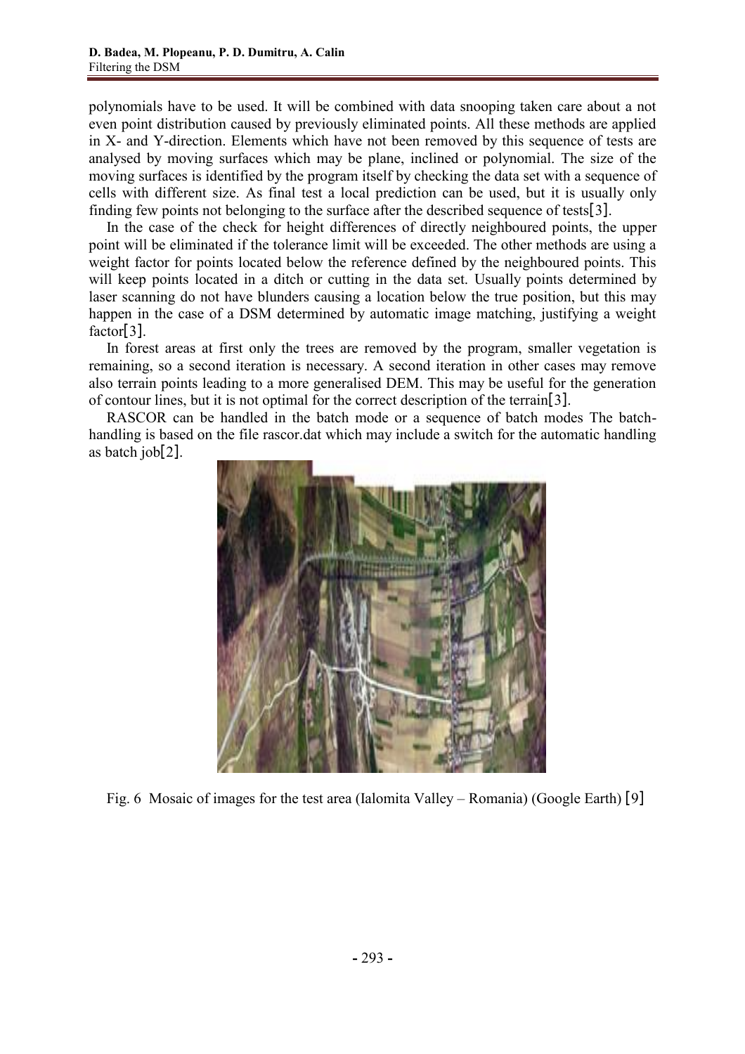polynomials have to be used. It will be combined with data snooping taken care about a not even point distribution caused by previously eliminated points. All these methods are applied in X- and Y-direction. Elements which have not been removed by this sequence of tests are analysed by moving surfaces which may be plane, inclined or polynomial. The size of the moving surfaces is identified by the program itself by checking the data set with a sequence of cells with different size. As final test a local prediction can be used, but it is usually only finding few points not belonging to the surface after the described sequence of tests[3].

In the case of the check for height differences of directly neighboured points, the upper point will be eliminated if the tolerance limit will be exceeded. The other methods are using a weight factor for points located below the reference defined by the neighboured points. This will keep points located in a ditch or cutting in the data set. Usually points determined by laser scanning do not have blunders causing a location below the true position, but this may happen in the case of a DSM determined by automatic image matching, justifying a weight factor[3].

In forest areas at first only the trees are removed by the program, smaller vegetation is remaining, so a second iteration is necessary. A second iteration in other cases may remove also terrain points leading to a more generalised DEM. This may be useful for the generation of contour lines, but it is not optimal for the correct description of the terrain[3].

RASCOR can be handled in the batch mode or a sequence of batch modes The batch-handling is based on the file rascor.dat which may include a switch for the automatic handling as batch job[2].

Fig. 6 Mosaic of images for the test area (Ialomita Valley – Romania) (Google Earth) [9]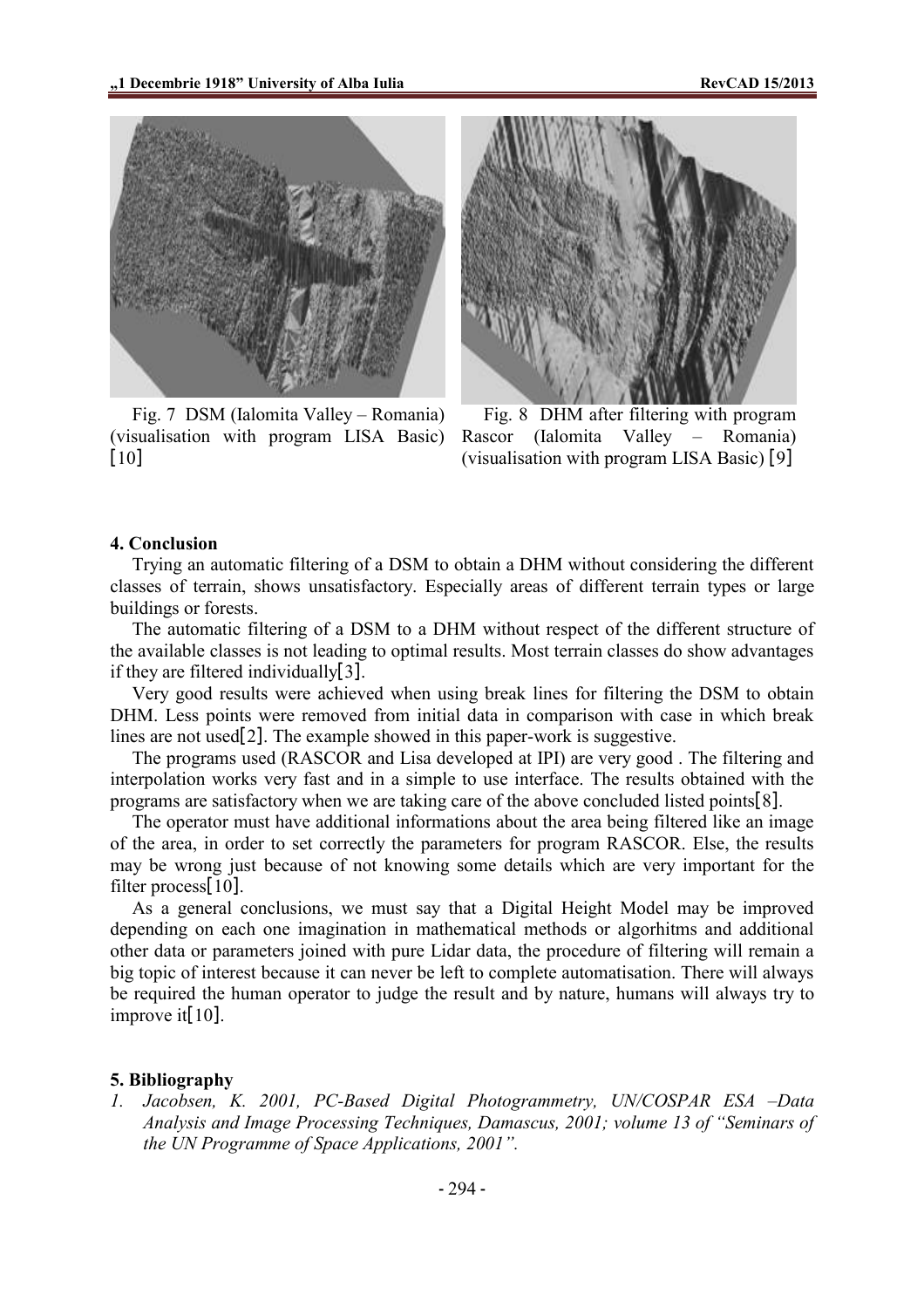Fig. 7 DSM (Ialomita Valley – Romania) (visualisation with program LISA Basic) [10]

Fig. 8 DHM after filtering with program Rascor (Ialomita Valley – Romania) (visualisation with program LISA Basic) [9]

## 4. Conclusion

Trying an automatic filtering of a DSM to obtain a DHM without considering the different classes of terrain, shows unsatisfactory. Especially areas of different terrain types or large buildings or forests.

The automatic filtering of a DSM to a DHM without respect of the different structure of the available classes is not leading to optimal results. Most terrain classes do show advantages if they are filtered individually[3].

Very good results were achieved when using break lines for filtering the DSM to obtain DHM. Less points were removed from initial data in comparison with case in which break lines are not used[2]. The example showed in this paper-work is suggestive.

The programs used (RASCOR and Lisa developed at IPI) are very good . The filtering and interpolation works very fast and in a simple to use interface. The results obtained with the programs are satisfactory when we are taking care of the above concluded listed points[8].

The operator must have additional informations about the area being filtered like an image of the area, in order to set correctly the parameters for program RASCOR. Else, the results may be wrong just because of not knowing some details which are very important for the filter process[10].

As a general conclusions, we must say that a Digital Height Model may be improved depending on each one imagination in mathematical methods or algorhitms and additional other data or parameters joined with pure Lidar data, the procedure of filtering will remain a big topic of interest because it can never be left to complete automatisation. There will always be required the human operator to judge the result and by nature, humans will always try to improve it[10].

## 5. Bibliography

1. *Jacobsen, K. 2001, PC-Based Digital Photogrammetry, UN/COSPAR ESA –Data Analysis and Image Processing Techniques, Damascus, 2001; volume 13 of "Seminars of the UN Programme of Space Applications, 2001".*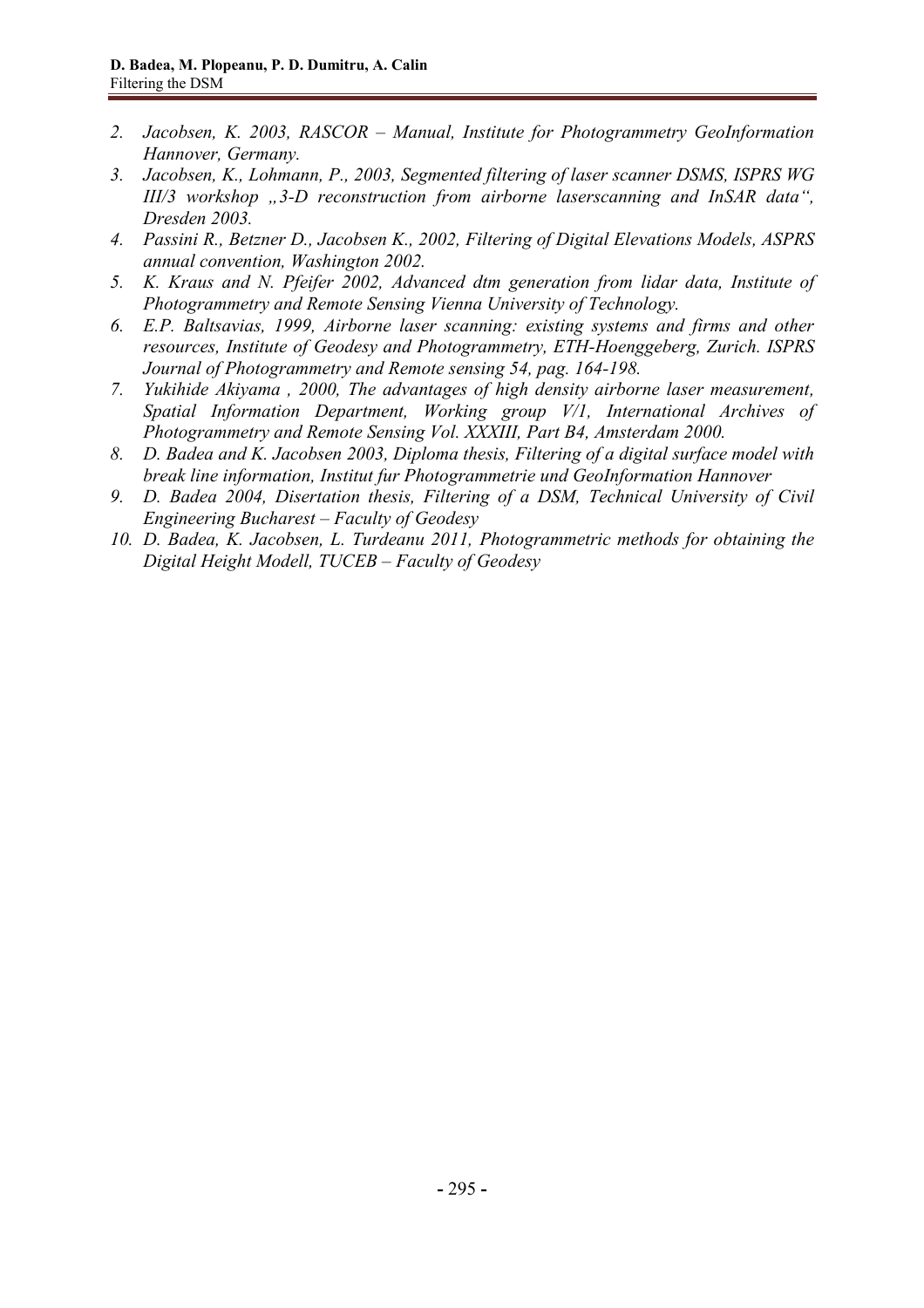2. *Jacobsen, K. 2003, RASCOR – Manual, Institute for Photogrammetry GeoInformation Hannover, Germany.*
3. *Jacobsen, K., Lohmann, P., 2003, Segmented filtering of laser scanner DSMS, ISPRS WG III/3 workshop „3-D reconstruction from airborne laserscanning and InSAR data", Dresden 2003.*
4. *Passini R., Betzner D., Jacobsen K., 2002, Filtering of Digital Elevations Models, ASPRS annual convention, Washington 2002.*
5. *K. Kraus and N. Pfeifer 2002, Advanced dtm generation from lidar data, Institute of Photogrammetry and Remote Sensing Vienna University of Technology.*
6. *E.P. Baltsavias, 1999, Airborne laser scanning: existing systems and firms and other resources, Institute of Geodesy and Photogrammetry, ETH-Hoenggeberg, Zurich. ISPRS Journal of Photogrammetry and Remote sensing 54, pag. 164-198.*
7. *Yukihide Akiyama , 2000, The advantages of high density airborne laser measurement, Spatial Information Department, Working group V/1, International Archives of Photogrammetry and Remote Sensing Vol. XXXIII, Part B4, Amsterdam 2000.*
8. *D. Badea and K. Jacobsen 2003, Diploma thesis, Filtering of a digital surface model with break line information, Institut fur Photogrammetrie und GeoInformation Hannover*
9. *D. Badea 2004, Disertation thesis, Filtering of a DSM, Technical University of Civil Engineering Bucharest – Faculty of Geodesy*
10. *D. Badea, K. Jacobsen, L. Turdeanu 2011, Photogrammetric methods for obtaining the Digital Height Modell, TUCEB – Faculty of Geodesy*